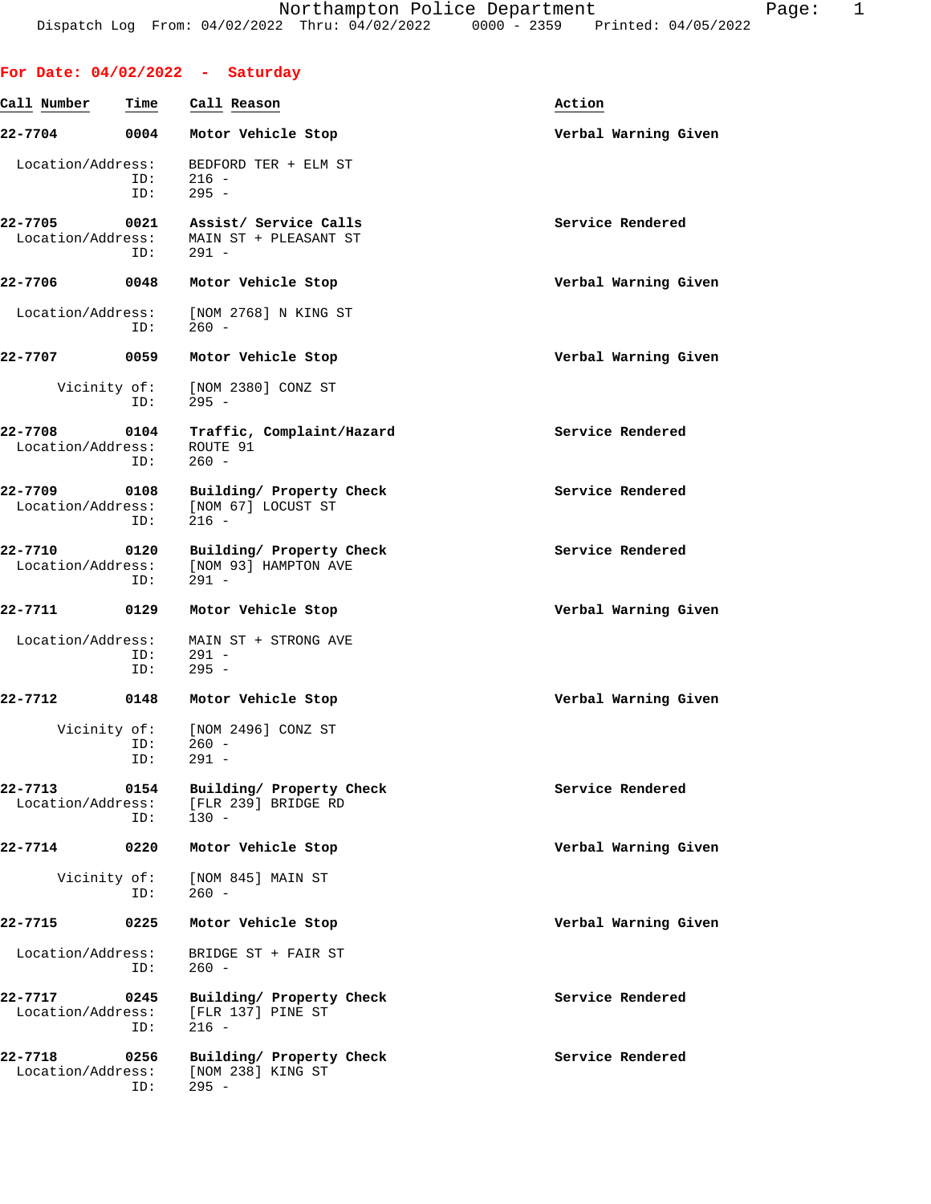# Northampton Police Department

Dispatch Log From: 04/02/2022 Thru: 04/02/2022 0000 - 2359 Printed: 04/05/2022

## For Date: 04/02/2022 - Saturday

| Call Number | Time | Call Reason | Action |
|---|---|---|---|
| 22-7704 | 0004 | Motor Vehicle Stop | Verbal Warning Given |
| | | Location/Address: BEDFORD TER + ELM ST | |
| | | ID: 216 - | |
| | | ID: 295 - | |
| 22-7705 | 0021 | Assist/ Service Calls | Service Rendered |
| | | Location/Address: MAIN ST + PLEASANT ST | |
| | | ID: 291 - | |
| 22-7706 | 0048 | Motor Vehicle Stop | Verbal Warning Given |
| | | Location/Address: [NOM 2768] N KING ST | |
| | | ID: 260 - | |
| 22-7707 | 0059 | Motor Vehicle Stop | Verbal Warning Given |
| | | Vicinity of: [NOM 2380] CONZ ST | |
| | | ID: 295 - | |
| 22-7708 | 0104 | Traffic, Complaint/Hazard | Service Rendered |
| | | Location/Address: ROUTE 91 | |
| | | ID: 260 - | |
| 22-7709 | 0108 | Building/ Property Check | Service Rendered |
| | | Location/Address: [NOM 67] LOCUST ST | |
| | | ID: 216 - | |
| 22-7710 | 0120 | Building/ Property Check | Service Rendered |
| | | Location/Address: [NOM 93] HAMPTON AVE | |
| | | ID: 291 - | |
| 22-7711 | 0129 | Motor Vehicle Stop | Verbal Warning Given |
| | | Location/Address: MAIN ST + STRONG AVE | |
| | | ID: 291 - | |
| | | ID: 295 - | |
| 22-7712 | 0148 | Motor Vehicle Stop | Verbal Warning Given |
| | | Vicinity of: [NOM 2496] CONZ ST | |
| | | ID: 260 - | |
| | | ID: 291 - | |
| 22-7713 | 0154 | Building/ Property Check | Service Rendered |
| | | Location/Address: [FLR 239] BRIDGE RD | |
| | | ID: 130 - | |
| 22-7714 | 0220 | Motor Vehicle Stop | Verbal Warning Given |
| | | Vicinity of: [NOM 845] MAIN ST | |
| | | ID: 260 - | |
| 22-7715 | 0225 | Motor Vehicle Stop | Verbal Warning Given |
| | | Location/Address: BRIDGE ST + FAIR ST | |
| | | ID: 260 - | |
| 22-7717 | 0245 | Building/ Property Check | Service Rendered |
| | | Location/Address: [FLR 137] PINE ST | |
| | | ID: 216 - | |
| 22-7718 | 0256 | Building/ Property Check | Service Rendered |
| | | Location/Address: [NOM 238] KING ST | |
| | | ID: 295 - | |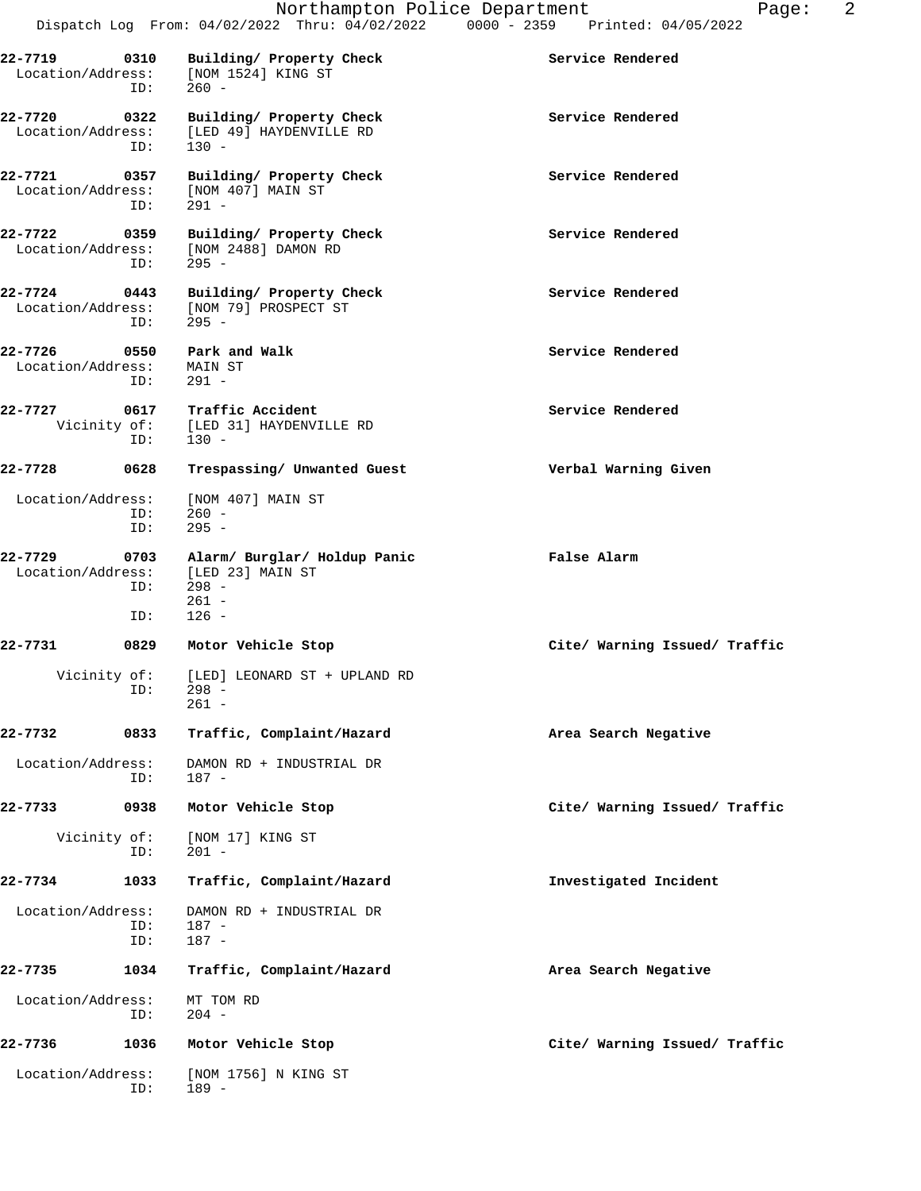**22-7719 0310 Building/ Property Check** — Service Rendered
Location/Address: [NOM 1524] KING ST
ID: 260 -

**22-7720 0322 Building/ Property Check** — Service Rendered
Location/Address: [LED 49] HAYDENVILLE RD
ID: 130 -

**22-7721 0357 Building/ Property Check** — Service Rendered
Location/Address: [NOM 407] MAIN ST
ID: 291 -

**22-7722 0359 Building/ Property Check** — Service Rendered
Location/Address: [NOM 2488] DAMON RD
ID: 295 -

**22-7724 0443 Building/ Property Check** — Service Rendered
Location/Address: [NOM 79] PROSPECT ST
ID: 295 -

**22-7726 0550 Park and Walk** — Service Rendered
Location/Address: MAIN ST
ID: 291 -

**22-7727 0617 Traffic Accident** — Service Rendered
Vicinity of: [LED 31] HAYDENVILLE RD
ID: 130 -

**22-7728 0628 Trespassing/ Unwanted Guest** — Verbal Warning Given
Location/Address: [NOM 407] MAIN ST
ID: 260 -
ID: 295 -

**22-7729 0703 Alarm/ Burglar/ Holdup Panic** — False Alarm
Location/Address: [LED 23] MAIN ST
ID: 298 -
261 -
ID: 126 -

**22-7731 0829 Motor Vehicle Stop** — Cite/ Warning Issued/ Traffic
Vicinity of: [LED] LEONARD ST + UPLAND RD
ID: 298 -
261 -

**22-7732 0833 Traffic, Complaint/Hazard** — Area Search Negative
Location/Address: DAMON RD + INDUSTRIAL DR
ID: 187 -

**22-7733 0938 Motor Vehicle Stop** — Cite/ Warning Issued/ Traffic
Vicinity of: [NOM 17] KING ST
ID: 201 -

**22-7734 1033 Traffic, Complaint/Hazard** — Investigated Incident
Location/Address: DAMON RD + INDUSTRIAL DR
ID: 187 -
ID: 187 -

**22-7735 1034 Traffic, Complaint/Hazard** — Area Search Negative
Location/Address: MT TOM RD
ID: 204 -

**22-7736 1036 Motor Vehicle Stop** — Cite/ Warning Issued/ Traffic
Location/Address: [NOM 1756] N KING ST
ID: 189 -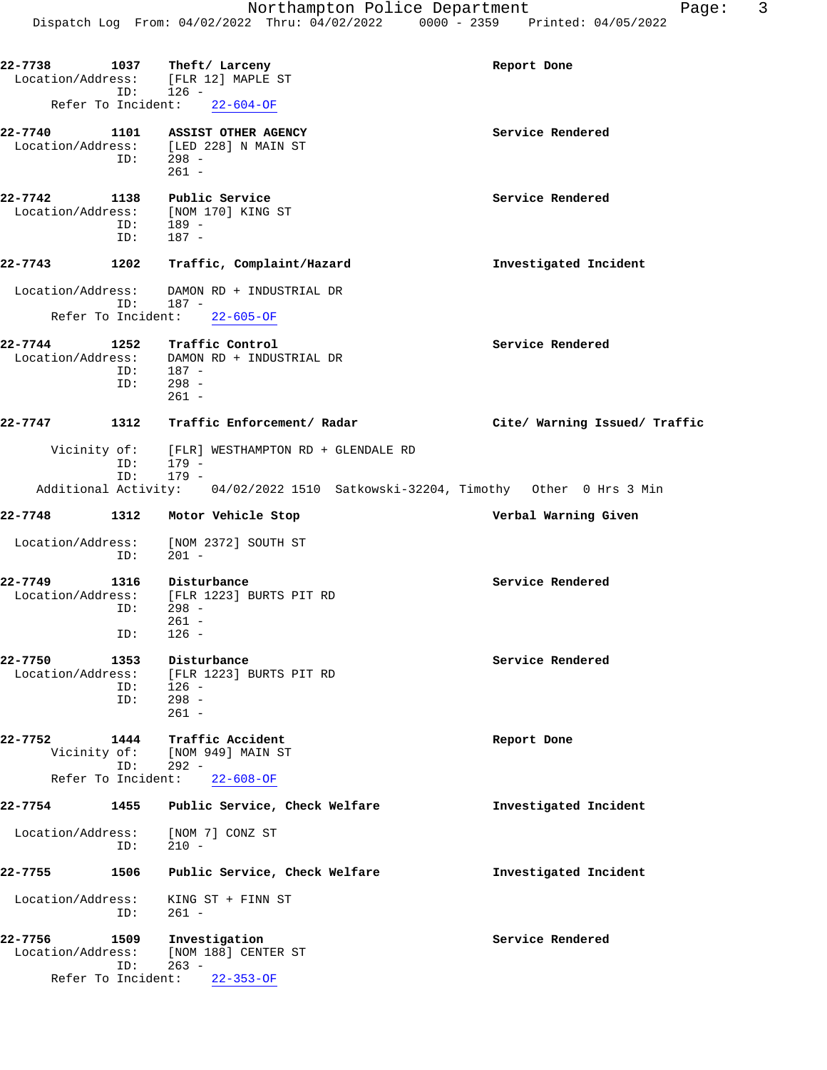**22-7738 1037 Theft/ Larceny** — **Report Done**
Location/Address: [FLR 12] MAPLE ST
ID: 126 -
Refer To Incident: 22-604-OF

**22-7740 1101 ASSIST OTHER AGENCY** — **Service Rendered**
Location/Address: [LED 228] N MAIN ST
ID: 298 -
261 -

**22-7742 1138 Public Service** — **Service Rendered**
Location/Address: [NOM 170] KING ST
ID: 189 -
ID: 187 -

**22-7743 1202 Traffic, Complaint/Hazard** — **Investigated Incident**
Location/Address: DAMON RD + INDUSTRIAL DR
ID: 187 -
Refer To Incident: 22-605-OF

**22-7744 1252 Traffic Control** — **Service Rendered**
Location/Address: DAMON RD + INDUSTRIAL DR
ID: 187 -
ID: 298 -
261 -

**22-7747 1312 Traffic Enforcement/ Radar** — **Cite/ Warning Issued/ Traffic**
Vicinity of: [FLR] WESTHAMPTON RD + GLENDALE RD
ID: 179 -
ID: 179 -
Additional Activity: 04/02/2022 1510 Satkowski-32204, Timothy Other 0 Hrs 3 Min

**22-7748 1312 Motor Vehicle Stop** — **Verbal Warning Given**
Location/Address: [NOM 2372] SOUTH ST
ID: 201 -

**22-7749 1316 Disturbance** — **Service Rendered**
Location/Address: [FLR 1223] BURTS PIT RD
ID: 298 -
261 -
ID: 126 -

**22-7750 1353 Disturbance** — **Service Rendered**
Location/Address: [FLR 1223] BURTS PIT RD
ID: 126 -
ID: 298 -
261 -

**22-7752 1444 Traffic Accident** — **Report Done**
Vicinity of: [NOM 949] MAIN ST
ID: 292 -
Refer To Incident: 22-608-OF

**22-7754 1455 Public Service, Check Welfare** — **Investigated Incident**
Location/Address: [NOM 7] CONZ ST
ID: 210 -

**22-7755 1506 Public Service, Check Welfare** — **Investigated Incident**
Location/Address: KING ST + FINN ST
ID: 261 -

**22-7756 1509 Investigation** — **Service Rendered**
Location/Address: [NOM 188] CENTER ST
ID: 263 -
Refer To Incident: 22-353-OF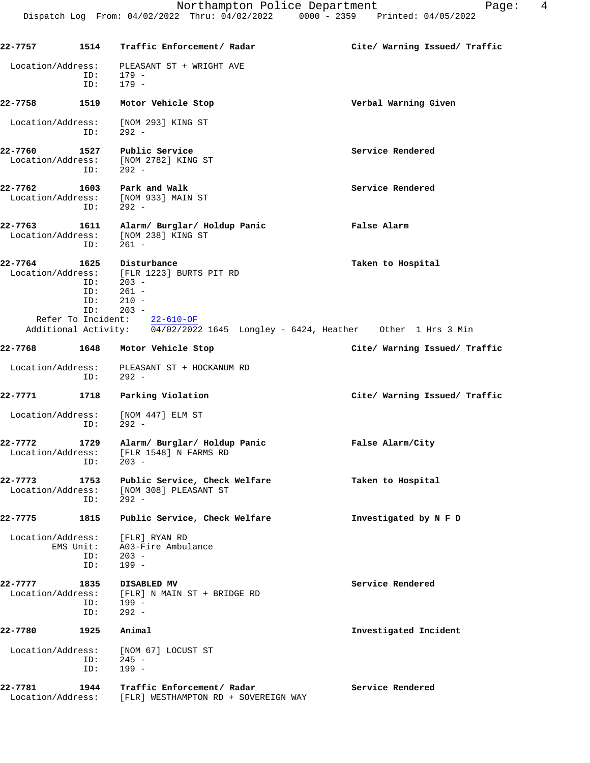**22-7757** **1514** **Traffic Enforcement/ Radar** **Cite/ Warning Issued/ Traffic**

Location/Address: PLEASANT ST + WRIGHT AVE
ID: 179 -
ID: 179 -

**22-7758** **1519** **Motor Vehicle Stop** **Verbal Warning Given**

Location/Address: [NOM 293] KING ST
ID: 292 -

**22-7760** **1527** **Public Service** **Service Rendered**
Location/Address: [NOM 2782] KING ST
ID: 292 -

**22-7762** **1603** **Park and Walk** **Service Rendered**
Location/Address: [NOM 933] MAIN ST
ID: 292 -

**22-7763** **1611** **Alarm/ Burglar/ Holdup Panic** **False Alarm**
Location/Address: [NOM 238] KING ST
ID: 261 -

**22-7764** **1625** **Disturbance** **Taken to Hospital**
Location/Address: [FLR 1223] BURTS PIT RD
ID: 203 -
ID: 261 -
ID: 210 -
ID: 203 -
Refer To Incident: 22-610-OF
Additional Activity: 04/02/2022 1645 Longley - 6424, Heather Other 1 Hrs 3 Min

**22-7768** **1648** **Motor Vehicle Stop** **Cite/ Warning Issued/ Traffic**

Location/Address: PLEASANT ST + HOCKANUM RD
ID: 292 -

**22-7771** **1718** **Parking Violation** **Cite/ Warning Issued/ Traffic**

Location/Address: [NOM 447] ELM ST
ID: 292 -

**22-7772** **1729** **Alarm/ Burglar/ Holdup Panic** **False Alarm/City**
Location/Address: [FLR 1548] N FARMS RD
ID: 203 -

**22-7773** **1753** **Public Service, Check Welfare** **Taken to Hospital**
Location/Address: [NOM 308] PLEASANT ST
ID: 292 -

**22-7775** **1815** **Public Service, Check Welfare** **Investigated by N F D**

Location/Address: [FLR] RYAN RD
EMS Unit: A03-Fire Ambulance
ID: 203 -
ID: 199 -

**22-7777** **1835** **DISABLED MV** **Service Rendered**
Location/Address: [FLR] N MAIN ST + BRIDGE RD
ID: 199 -
ID: 292 -

**22-7780** **1925** **Animal** **Investigated Incident**

Location/Address: [NOM 67] LOCUST ST
ID: 245 -
ID: 199 -

**22-7781** **1944** **Traffic Enforcement/ Radar** **Service Rendered**
Location/Address: [FLR] WESTHAMPTON RD + SOVEREIGN WAY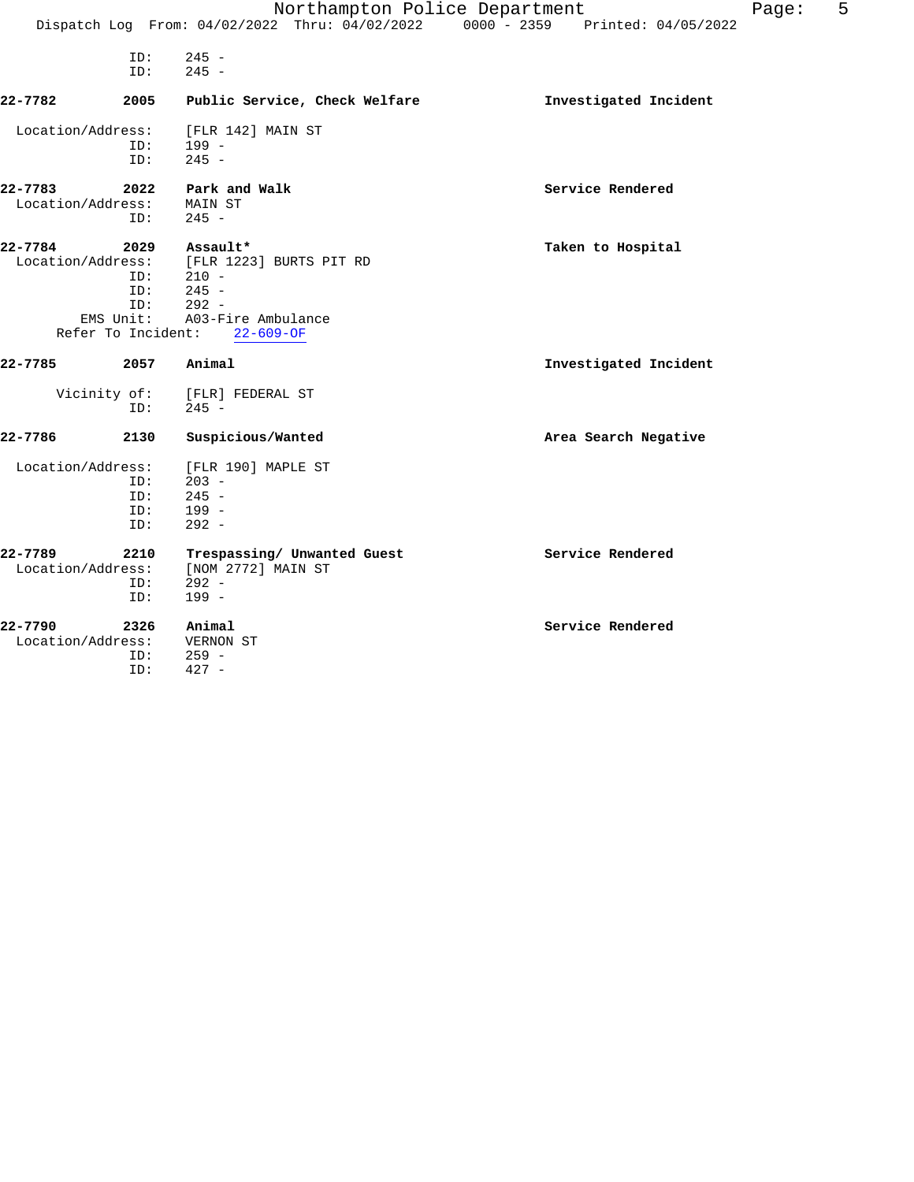ID: 245 -
ID: 245 -

**22-7782 2005 Public Service, Check Welfare** **Investigated Incident**

Location/Address: [FLR 142] MAIN ST
ID: 199 -
ID: 245 -

**22-7783 2022 Park and Walk** **Service Rendered**
Location/Address: MAIN ST
ID: 245 -

**22-7784 2029 Assault*** **Taken to Hospital**
Location/Address: [FLR 1223] BURTS PIT RD
ID: 210 -
ID: 245 -
ID: 292 -
EMS Unit: A03-Fire Ambulance
Refer To Incident: 22-609-OF

**22-7785 2057 Animal** **Investigated Incident**

Vicinity of: [FLR] FEDERAL ST
ID: 245 -

**22-7786 2130 Suspicious/Wanted** **Area Search Negative**

Location/Address: [FLR 190] MAPLE ST
ID: 203 -
ID: 245 -
ID: 199 -
ID: 292 -

**22-7789 2210 Trespassing/ Unwanted Guest** **Service Rendered**
Location/Address: [NOM 2772] MAIN ST
ID: 292 -
ID: 199 -

**22-7790 2326 Animal** **Service Rendered**
Location/Address: VERNON ST
ID: 259 -
ID: 427 -